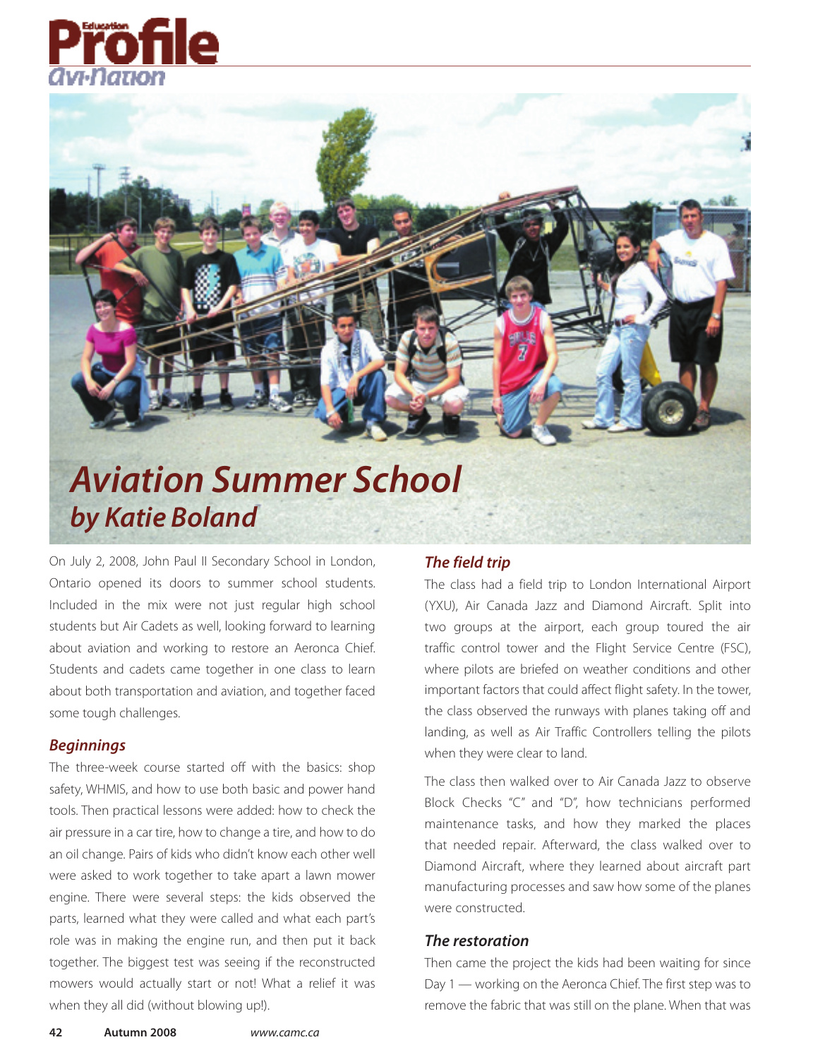# Aviation Summer School

## *by Katie Boland*

On July 2, 2008, John Paul II Secondary School in London, Ontario opened its doors to summer school students. Included in the mix were not just regular high school students but Air Cadets as well, looking forward to learning about aviation and working to restore an Aeronca Chief. Students and cadets came together in one class to learn about both transportation and aviation, and together faced some tough challenges.

### *Beginnings*

The three-week course started off with the basics: shop safety, WHMIS, and how to use both basic and power hand tools. Then practical lessons were added: how to check the air pressure in a car tire, how to change a tire, and how to do an oil change. Pairs of kids who didn't know each other well were asked to work together to take apart a lawn mower engine. There were several steps: the kids observed the parts, learned what they were called and what each part's role was in making the engine run, and then put it back together. The biggest test was seeing if the reconstructed mowers would actually start or not! What a relief it was when they all did (without blowing up!).

### *The field trip*

The class had a field trip to London International Airport (YXU), Air Canada Jazz and Diamond Aircraft. Split into two groups at the airport, each group toured the air traffic control tower and the Flight Service Centre (FSC), where pilots are briefed on weather conditions and other important factors that could affect flight safety. In the tower, the class observed the runways with planes taking off and landing, as well as Air Traffic Controllers telling the pilots when they were clear to land.

The class then walked over to Air Canada Jazz to observe Block Checks "C" and "D", how technicians performed maintenance tasks, and how they marked the places that needed repair. Afterward, the class walked over to Diamond Aircraft, where they learned about aircraft part manufacturing processes and saw how some of the planes were constructed.

### *The restoration*

Then came the project the kids had been waiting for since Day 1 — working on the Aeronca Chief. The first step was to remove the fabric that was still on the plane. When that was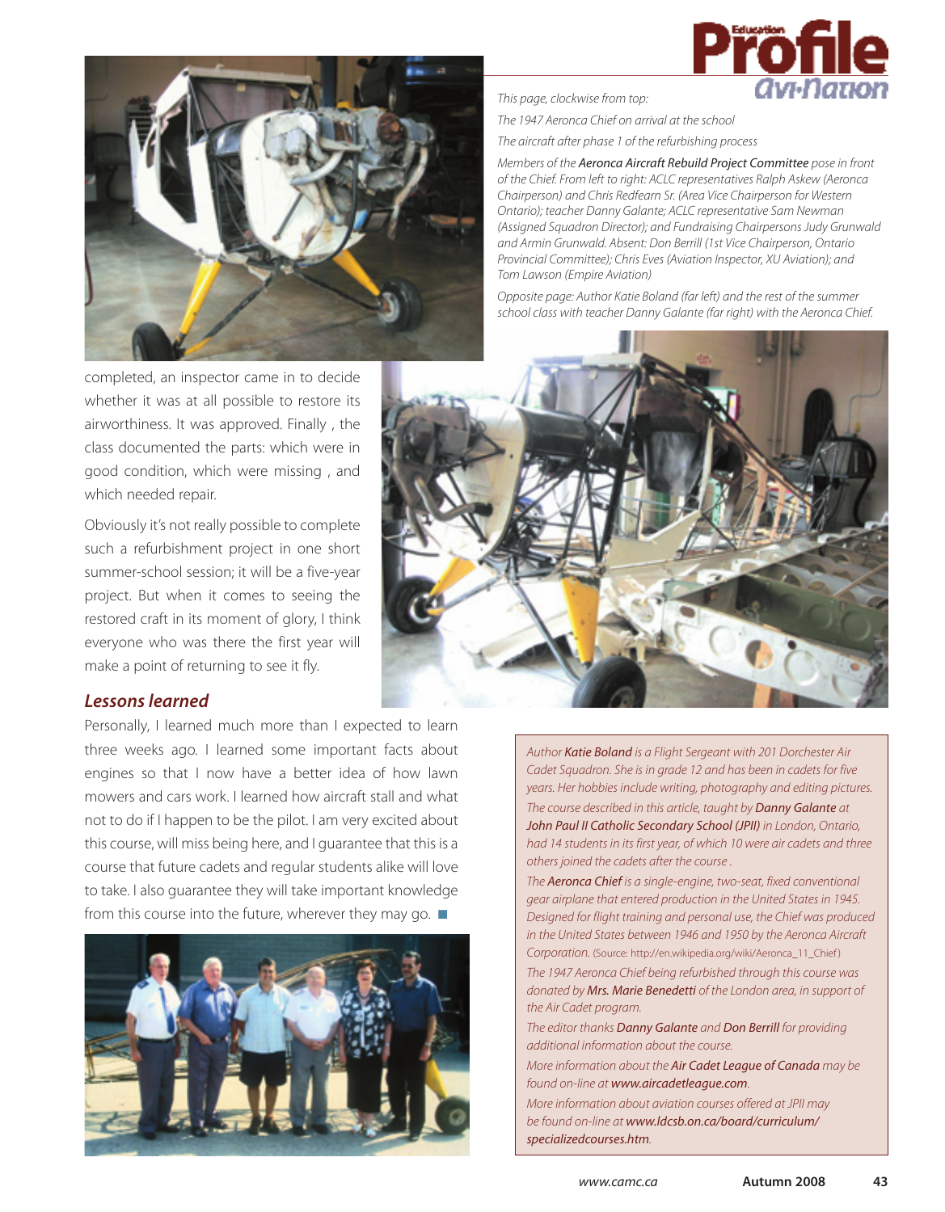This page, clockwise from top:

The 1947 Aeronca Chief on arrival at the school

The aircraft after phase 1 of the refurbishing process

Members of the **Aeronca Aircraft Rebuild Project Committee** pose in front of the Chief. From left to right: ACLC representatives Ralph Askew (Aeronca Chairperson) and Chris Redfearn Sr. (Area Vice Chairperson for Western Ontario); teacher Danny Galante; ACLC representative Sam Newman (Assigned Squadron Director); and Fundraising Chairpersons Judy Grunwald and Armin Grunwald. Absent: Don Berrill (1st Vice Chairperson, Ontario Provincial Committee); Chris Eves (Aviation Inspector, XU Aviation); and Tom Lawson (Empire Aviation)

Opposite page: Author Katie Boland (far left) and the rest of the summer school class with teacher Danny Galante (far right) with the Aeronca Chief.

completed, an inspector came in to decide whether it was at all possible to restore its airworthiness. It was approved. Finally , the class documented the parts: which were in good condition, which were missing , and which needed repair.

Obviously it's not really possible to complete such a refurbishment project in one short summer-school session; it will be a five-year project. But when it comes to seeing the restored craft in its moment of glory, I think everyone who was there the first year will make a point of returning to see it fly.

### Lessons learned

Personally, I learned much more than I expected to learn three weeks ago. I learned some important facts about engines so that I now have a better idea of how lawn mowers and cars work. I learned how aircraft stall and what not to do if I happen to be the pilot. I am very excited about this course, will miss being here, and I guarantee that this is a course that future cadets and regular students alike will love to take. I also guarantee they will take important knowledge from this course into the future, wherever they may go. ■

*Author **Katie Boland** is a Flight Sergeant with 201 Dorchester Air Cadet Squadron. She is in grade 12 and has been in cadets for five years. Her hobbies include writing, photography and editing pictures.*

*The course described in this article, taught by **Danny Galante** at **John Paul II Catholic Secondary School (JPII)** in London, Ontario, had 14 students in its first year, of which 10 were air cadets and three others joined the cadets after the course .*

*The **Aeronca Chief** is a single-engine, two-seat, fixed conventional gear airplane that entered production in the United States in 1945. Designed for flight training and personal use, the Chief was produced in the United States between 1946 and 1950 by the Aeronca Aircraft Corporation.* (Source: http://en.wikipedia.org/wiki/Aeronca_11_Chief)

*The 1947 Aeronca Chief being refurbished through this course was donated by **Mrs. Marie Benedetti** of the London area, in support of the Air Cadet program.*

*The editor thanks **Danny Galante** and **Don Berrill** for providing additional information about the course.*

*More information about the **Air Cadet League of Canada** may be found on-line at **www.aircadetleague.com**.*

*More information about aviation courses offered at JPII may be found on-line at **www.ldcsb.on.ca/board/curriculum/specializedcourses.htm**.*